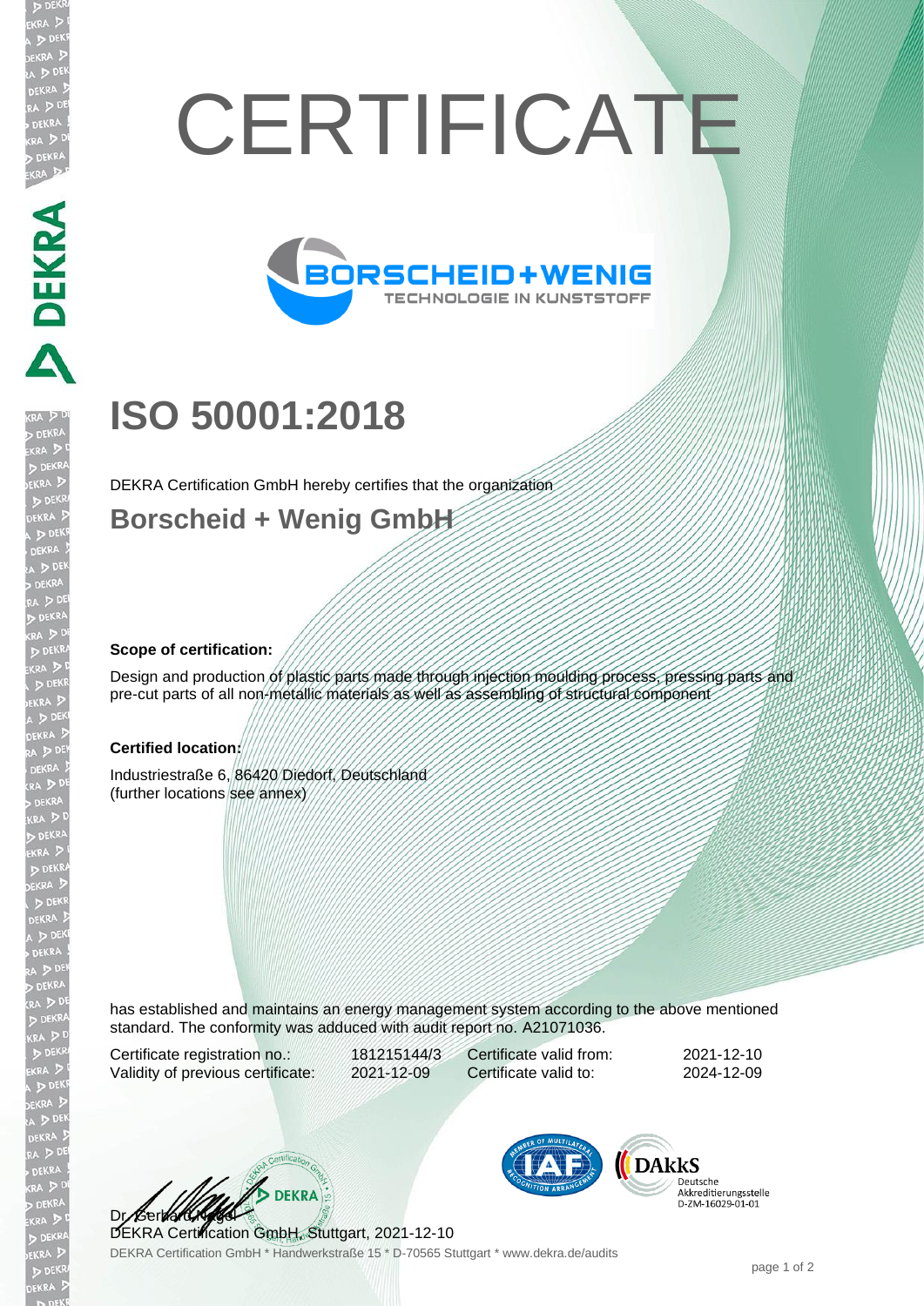# CERTIFICATE

BORSCHEID+WENIG
TECHNOLOGIE IN KUNSTSTOFF

## ISO 50001:2018

DEKRA Certification GmbH hereby certifies that the organization

### Borscheid + Wenig GmbH

**Scope of certification:**

Design and production of plastic parts made through injection moulding process, pressing parts and pre-cut parts of all non-metallic materials as well as assembling of structural component

**Certified location:**

Industriestraße 6, 86420 Diedorf, Deutschland
(further locations see annex)

has established and maintains an energy management system according to the above mentioned standard. The conformity was adduced with audit report no. A21071036.

| | | | |
|---|---|---|---|
| Certificate registration no.: | 181215144/3 | Certificate valid from: | 2021-12-10 |
| Validity of previous certificate: | 2021-12-09 | Certificate valid to: | 2024-12-09 |

DAkkS Deutsche Akkreditierungsstelle D-ZM-16029-01-01

Dr. Gerhard Nagel
DEKRA Certification GmbH, Stuttgart, 2021-12-10

DEKRA Certification GmbH * Handwerkstraße 15 * D-70565 Stuttgart * www.dekra.de/audits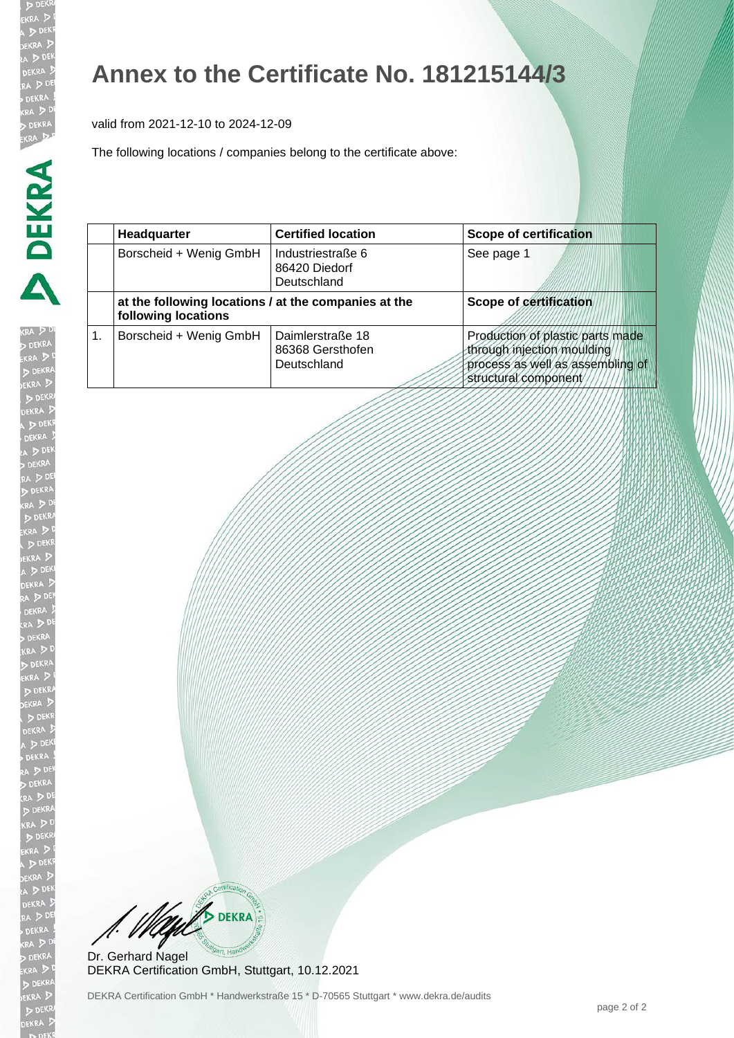# Annex to the Certificate No. 181215144/3

valid from 2021-12-10 to 2024-12-09

The following locations / companies belong to the certificate above:

| | Headquarter | Certified location | Scope of certification |
|---|---|---|---|
| | Borscheid + Wenig GmbH | Industriestraße 6<br>86420 Diedorf<br>Deutschland | See page 1 |
| | **at the following locations / at the companies at the following locations** | | **Scope of certification** |
| 1. | Borscheid + Wenig GmbH | Daimlerstraße 18<br>86368 Gersthofen<br>Deutschland | Production of plastic parts made through injection moulding process as well as assembling of structural component |

Dr. Gerhard Nagel
DEKRA Certification GmbH, Stuttgart, 10.12.2021

DEKRA Certification GmbH * Handwerkstraße 15 * D-70565 Stuttgart * www.dekra.de/audits